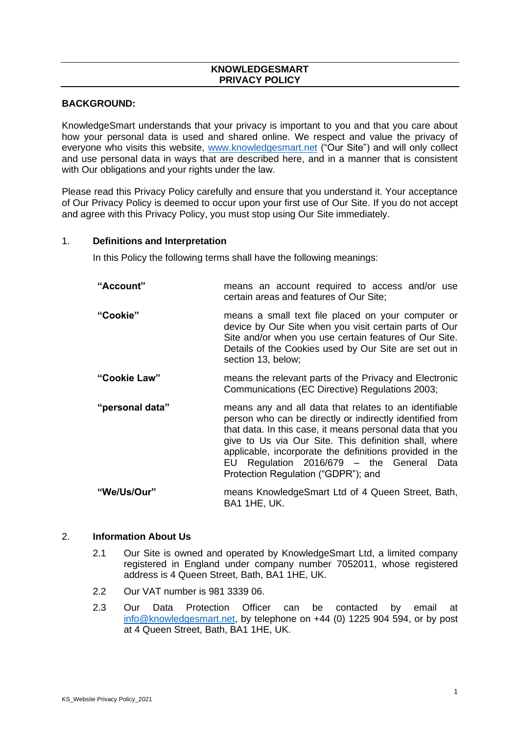# KNOWLEDGESMART PRIVACY POLICY

**BACKGROUND:**

KnowledgeSmart understands that your privacy is important to you and that you care about how your personal data is used and shared online. We respect and value the privacy of everyone who visits this website, www.knowledgesmart.net ("Our Site") and will only collect and use personal data in ways that are described here, and in a manner that is consistent with Our obligations and your rights under the law.

Please read this Privacy Policy carefully and ensure that you understand it. Your acceptance of Our Privacy Policy is deemed to occur upon your first use of Our Site. If you do not accept and agree with this Privacy Policy, you must stop using Our Site immediately.

## 1. Definitions and Interpretation

In this Policy the following terms shall have the following meanings:

**"Account"** means an account required to access and/or use certain areas and features of Our Site;

**"Cookie"** means a small text file placed on your computer or device by Our Site when you visit certain parts of Our Site and/or when you use certain features of Our Site. Details of the Cookies used by Our Site are set out in section 13, below;

**"Cookie Law"** means the relevant parts of the Privacy and Electronic Communications (EC Directive) Regulations 2003;

**"personal data"** means any and all data that relates to an identifiable person who can be directly or indirectly identified from that data. In this case, it means personal data that you give to Us via Our Site. This definition shall, where applicable, incorporate the definitions provided in the EU Regulation 2016/679 – the General Data Protection Regulation ("GDPR"); and

**"We/Us/Our"** means KnowledgeSmart Ltd of 4 Queen Street, Bath, BA1 1HE, UK.

## 2. Information About Us

2.1 Our Site is owned and operated by KnowledgeSmart Ltd, a limited company registered in England under company number 7052011, whose registered address is 4 Queen Street, Bath, BA1 1HE, UK.

2.2 Our VAT number is 981 3339 06.

2.3 Our Data Protection Officer can be contacted by email at info@knowledgesmart.net, by telephone on +44 (0) 1225 904 594, or by post at 4 Queen Street, Bath, BA1 1HE, UK.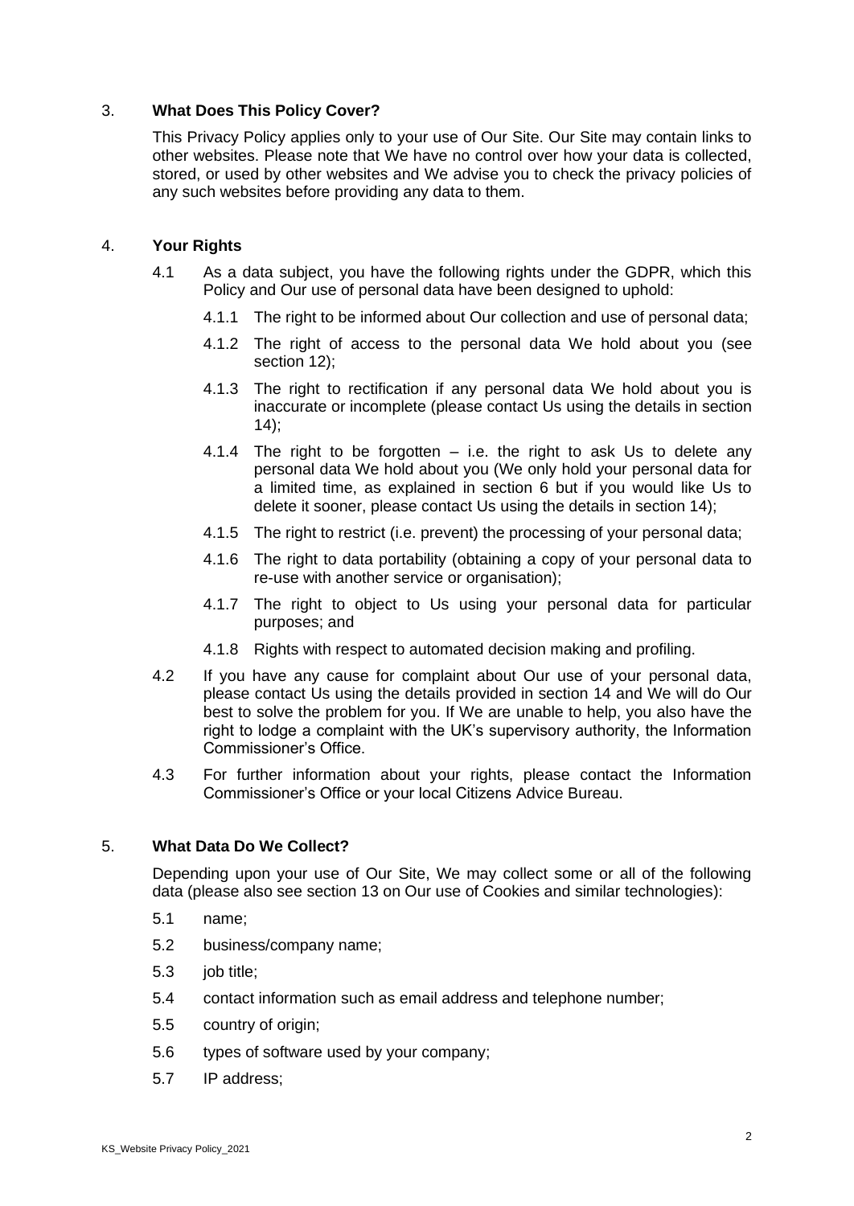## 3. What Does This Policy Cover?

This Privacy Policy applies only to your use of Our Site. Our Site may contain links to other websites. Please note that We have no control over how your data is collected, stored, or used by other websites and We advise you to check the privacy policies of any such websites before providing any data to them.

## 4. Your Rights

4.1 As a data subject, you have the following rights under the GDPR, which this Policy and Our use of personal data have been designed to uphold:

4.1.1 The right to be informed about Our collection and use of personal data;

4.1.2 The right of access to the personal data We hold about you (see section 12);

4.1.3 The right to rectification if any personal data We hold about you is inaccurate or incomplete (please contact Us using the details in section 14);

4.1.4 The right to be forgotten – i.e. the right to ask Us to delete any personal data We hold about you (We only hold your personal data for a limited time, as explained in section 6 but if you would like Us to delete it sooner, please contact Us using the details in section 14);

4.1.5 The right to restrict (i.e. prevent) the processing of your personal data;

4.1.6 The right to data portability (obtaining a copy of your personal data to re-use with another service or organisation);

4.1.7 The right to object to Us using your personal data for particular purposes; and

4.1.8 Rights with respect to automated decision making and profiling.

4.2 If you have any cause for complaint about Our use of your personal data, please contact Us using the details provided in section 14 and We will do Our best to solve the problem for you. If We are unable to help, you also have the right to lodge a complaint with the UK's supervisory authority, the Information Commissioner's Office.

4.3 For further information about your rights, please contact the Information Commissioner's Office or your local Citizens Advice Bureau.

## 5. What Data Do We Collect?

Depending upon your use of Our Site, We may collect some or all of the following data (please also see section 13 on Our use of Cookies and similar technologies):

5.1 name;

5.2 business/company name;

5.3 job title;

5.4 contact information such as email address and telephone number;

5.5 country of origin;

5.6 types of software used by your company;

5.7 IP address;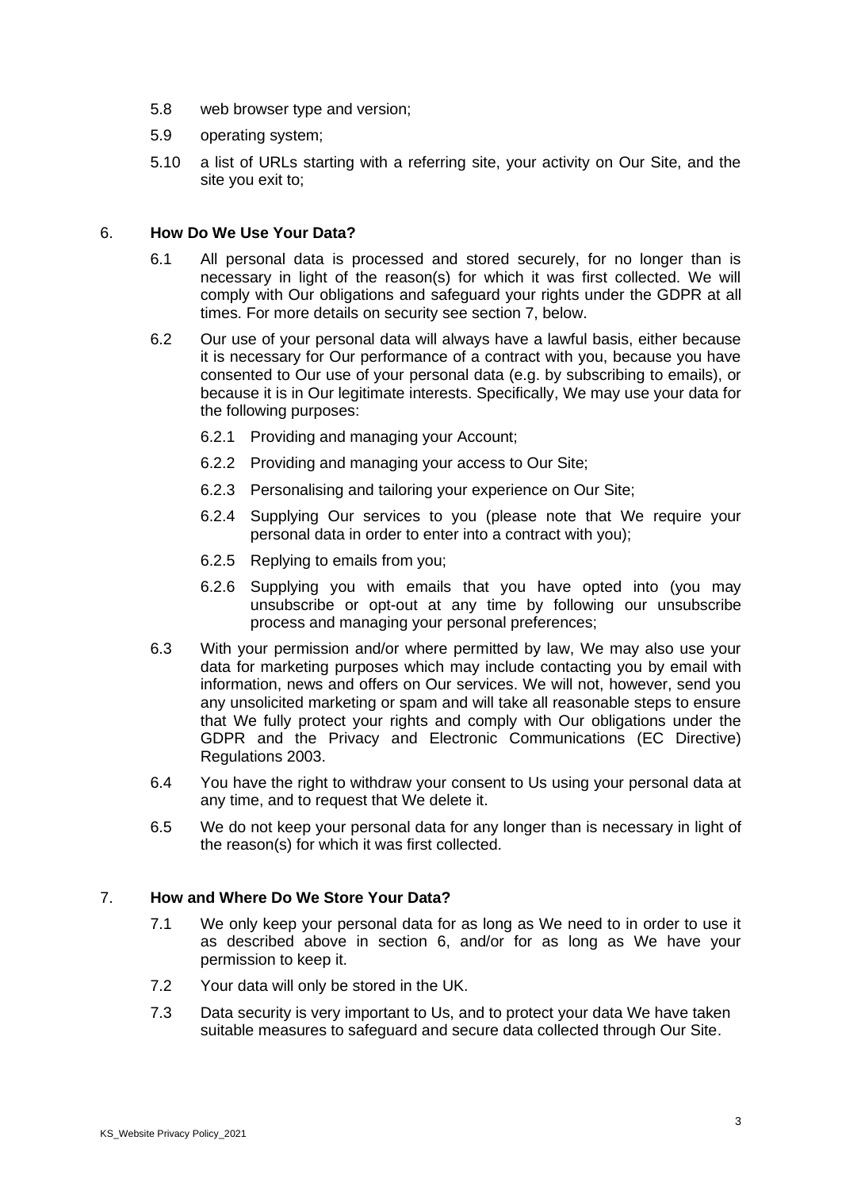5.8 web browser type and version;

5.9 operating system;

5.10 a list of URLs starting with a referring site, your activity on Our Site, and the site you exit to;

## 6. How Do We Use Your Data?

6.1 All personal data is processed and stored securely, for no longer than is necessary in light of the reason(s) for which it was first collected. We will comply with Our obligations and safeguard your rights under the GDPR at all times. For more details on security see section 7, below.

6.2 Our use of your personal data will always have a lawful basis, either because it is necessary for Our performance of a contract with you, because you have consented to Our use of your personal data (e.g. by subscribing to emails), or because it is in Our legitimate interests. Specifically, We may use your data for the following purposes:

6.2.1 Providing and managing your Account;

6.2.2 Providing and managing your access to Our Site;

6.2.3 Personalising and tailoring your experience on Our Site;

6.2.4 Supplying Our services to you (please note that We require your personal data in order to enter into a contract with you);

6.2.5 Replying to emails from you;

6.2.6 Supplying you with emails that you have opted into (you may unsubscribe or opt-out at any time by following our unsubscribe process and managing your personal preferences;

6.3 With your permission and/or where permitted by law, We may also use your data for marketing purposes which may include contacting you by email with information, news and offers on Our services. We will not, however, send you any unsolicited marketing or spam and will take all reasonable steps to ensure that We fully protect your rights and comply with Our obligations under the GDPR and the Privacy and Electronic Communications (EC Directive) Regulations 2003.

6.4 You have the right to withdraw your consent to Us using your personal data at any time, and to request that We delete it.

6.5 We do not keep your personal data for any longer than is necessary in light of the reason(s) for which it was first collected.

## 7. How and Where Do We Store Your Data?

7.1 We only keep your personal data for as long as We need to in order to use it as described above in section 6, and/or for as long as We have your permission to keep it.

7.2 Your data will only be stored in the UK.

7.3 Data security is very important to Us, and to protect your data We have taken suitable measures to safeguard and secure data collected through Our Site.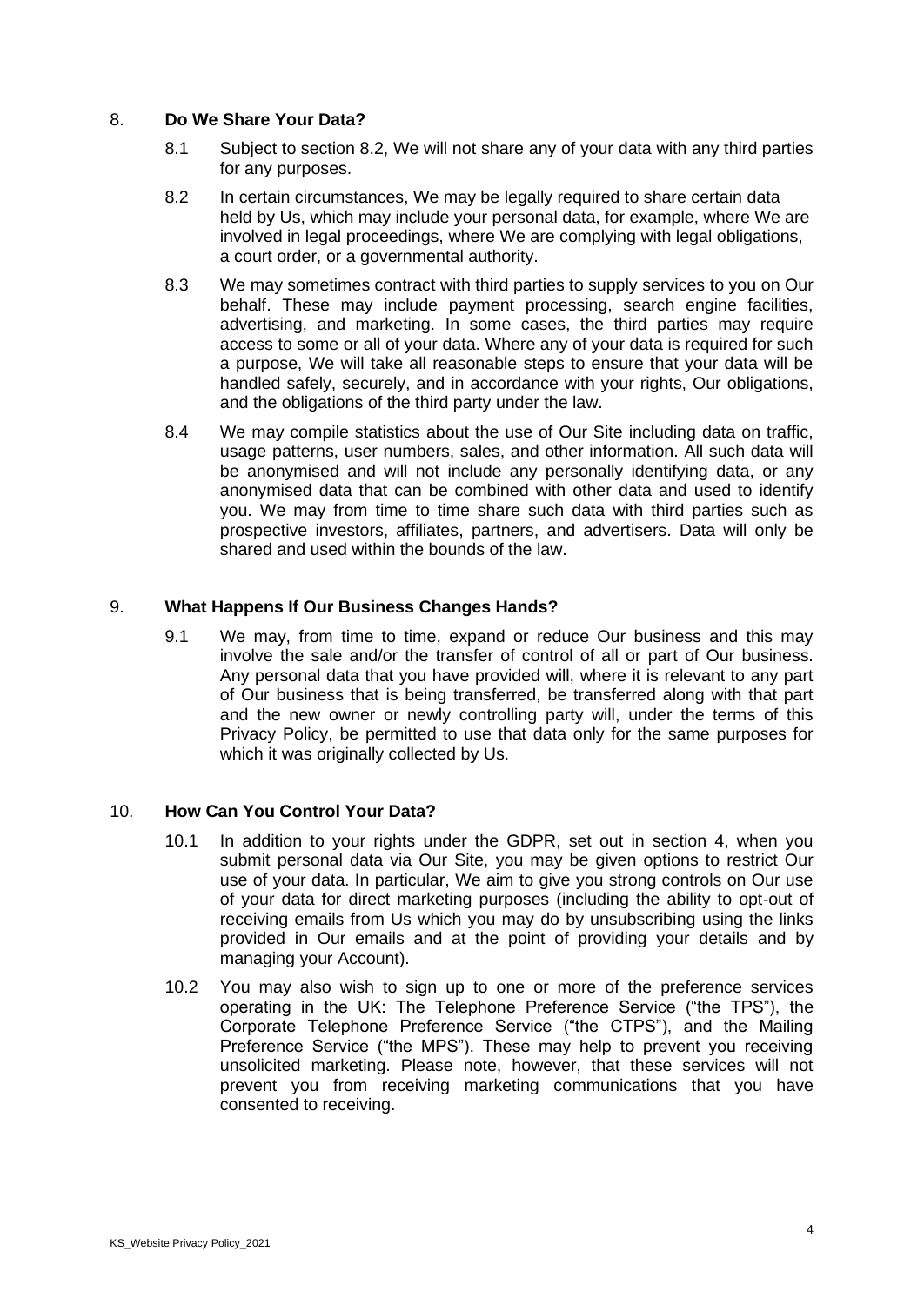## 8. Do We Share Your Data?

8.1 Subject to section 8.2, We will not share any of your data with any third parties for any purposes.

8.2 In certain circumstances, We may be legally required to share certain data held by Us, which may include your personal data, for example, where We are involved in legal proceedings, where We are complying with legal obligations, a court order, or a governmental authority.

8.3 We may sometimes contract with third parties to supply services to you on Our behalf. These may include payment processing, search engine facilities, advertising, and marketing. In some cases, the third parties may require access to some or all of your data. Where any of your data is required for such a purpose, We will take all reasonable steps to ensure that your data will be handled safely, securely, and in accordance with your rights, Our obligations, and the obligations of the third party under the law.

8.4 We may compile statistics about the use of Our Site including data on traffic, usage patterns, user numbers, sales, and other information. All such data will be anonymised and will not include any personally identifying data, or any anonymised data that can be combined with other data and used to identify you. We may from time to time share such data with third parties such as prospective investors, affiliates, partners, and advertisers. Data will only be shared and used within the bounds of the law.

## 9. What Happens If Our Business Changes Hands?

9.1 We may, from time to time, expand or reduce Our business and this may involve the sale and/or the transfer of control of all or part of Our business. Any personal data that you have provided will, where it is relevant to any part of Our business that is being transferred, be transferred along with that part and the new owner or newly controlling party will, under the terms of this Privacy Policy, be permitted to use that data only for the same purposes for which it was originally collected by Us.

## 10. How Can You Control Your Data?

10.1 In addition to your rights under the GDPR, set out in section 4, when you submit personal data via Our Site, you may be given options to restrict Our use of your data. In particular, We aim to give you strong controls on Our use of your data for direct marketing purposes (including the ability to opt-out of receiving emails from Us which you may do by unsubscribing using the links provided in Our emails and at the point of providing your details and by managing your Account).

10.2 You may also wish to sign up to one or more of the preference services operating in the UK: The Telephone Preference Service ("the TPS"), the Corporate Telephone Preference Service ("the CTPS"), and the Mailing Preference Service ("the MPS"). These may help to prevent you receiving unsolicited marketing. Please note, however, that these services will not prevent you from receiving marketing communications that you have consented to receiving.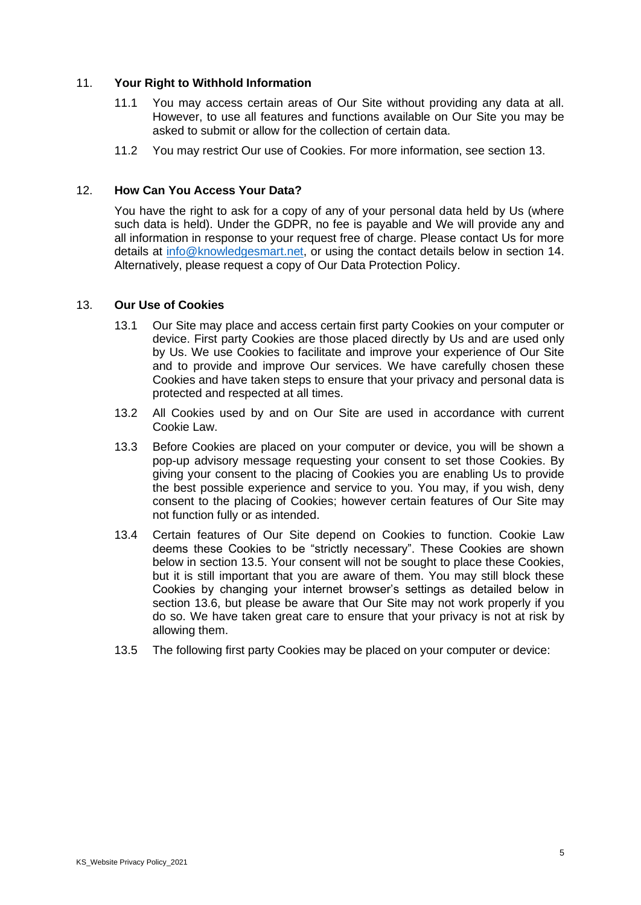## 11. Your Right to Withhold Information

11.1 You may access certain areas of Our Site without providing any data at all. However, to use all features and functions available on Our Site you may be asked to submit or allow for the collection of certain data.

11.2 You may restrict Our use of Cookies. For more information, see section 13.

## 12. How Can You Access Your Data?

You have the right to ask for a copy of any of your personal data held by Us (where such data is held). Under the GDPR, no fee is payable and We will provide any and all information in response to your request free of charge. Please contact Us for more details at info@knowledgesmart.net, or using the contact details below in section 14. Alternatively, please request a copy of Our Data Protection Policy.

## 13. Our Use of Cookies

13.1 Our Site may place and access certain first party Cookies on your computer or device. First party Cookies are those placed directly by Us and are used only by Us. We use Cookies to facilitate and improve your experience of Our Site and to provide and improve Our services. We have carefully chosen these Cookies and have taken steps to ensure that your privacy and personal data is protected and respected at all times.

13.2 All Cookies used by and on Our Site are used in accordance with current Cookie Law.

13.3 Before Cookies are placed on your computer or device, you will be shown a pop-up advisory message requesting your consent to set those Cookies. By giving your consent to the placing of Cookies you are enabling Us to provide the best possible experience and service to you. You may, if you wish, deny consent to the placing of Cookies; however certain features of Our Site may not function fully or as intended.

13.4 Certain features of Our Site depend on Cookies to function. Cookie Law deems these Cookies to be "strictly necessary". These Cookies are shown below in section 13.5. Your consent will not be sought to place these Cookies, but it is still important that you are aware of them. You may still block these Cookies by changing your internet browser's settings as detailed below in section 13.6, but please be aware that Our Site may not work properly if you do so. We have taken great care to ensure that your privacy is not at risk by allowing them.

13.5 The following first party Cookies may be placed on your computer or device: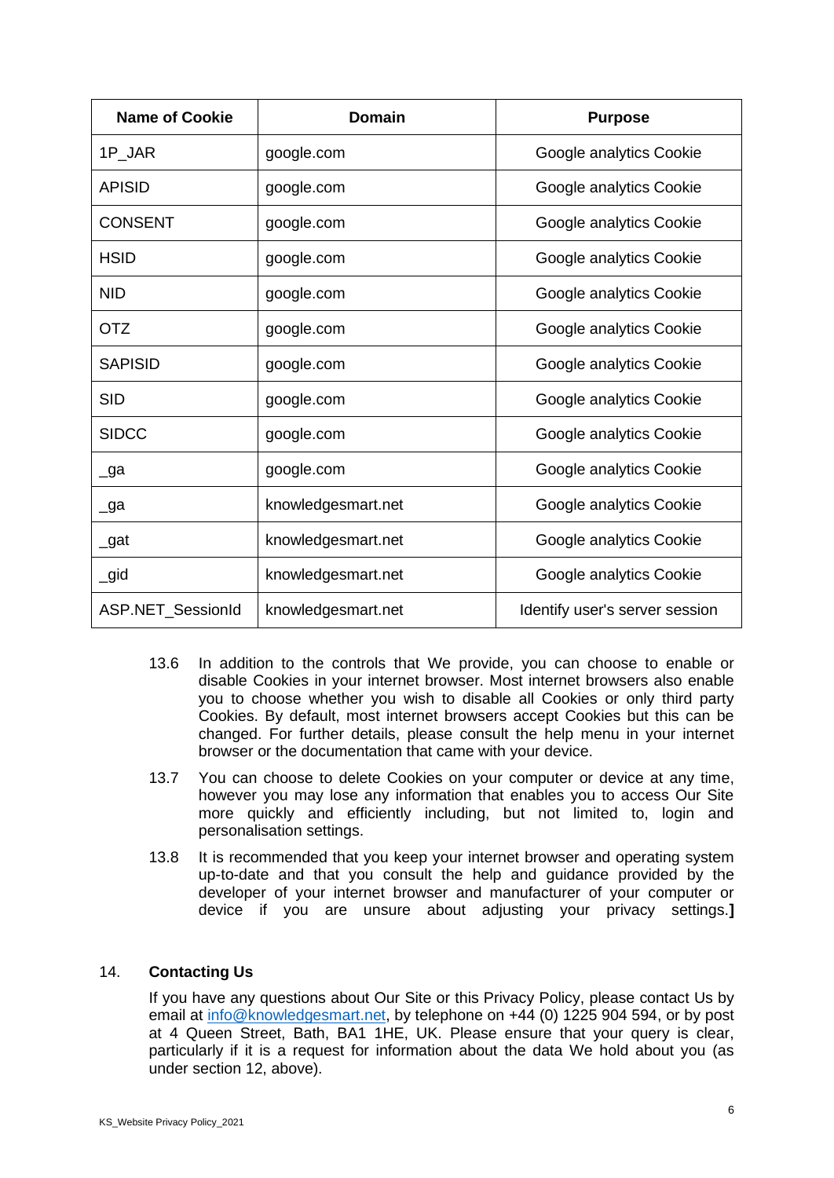| Name of Cookie | Domain | Purpose |
| --- | --- | --- |
| 1P_JAR | google.com | Google analytics Cookie |
| APISID | google.com | Google analytics Cookie |
| CONSENT | google.com | Google analytics Cookie |
| HSID | google.com | Google analytics Cookie |
| NID | google.com | Google analytics Cookie |
| OTZ | google.com | Google analytics Cookie |
| SAPISID | google.com | Google analytics Cookie |
| SID | google.com | Google analytics Cookie |
| SIDCC | google.com | Google analytics Cookie |
| _ga | google.com | Google analytics Cookie |
| _ga | knowledgesmart.net | Google analytics Cookie |
| _gat | knowledgesmart.net | Google analytics Cookie |
| _gid | knowledgesmart.net | Google analytics Cookie |
| ASP.NET_SessionId | knowledgesmart.net | Identify user's server session |

13.6 In addition to the controls that We provide, you can choose to enable or disable Cookies in your internet browser. Most internet browsers also enable you to choose whether you wish to disable all Cookies or only third party Cookies. By default, most internet browsers accept Cookies but this can be changed. For further details, please consult the help menu in your internet browser or the documentation that came with your device.

13.7 You can choose to delete Cookies on your computer or device at any time, however you may lose any information that enables you to access Our Site more quickly and efficiently including, but not limited to, login and personalisation settings.

13.8 It is recommended that you keep your internet browser and operating system up-to-date and that you consult the help and guidance provided by the developer of your internet browser and manufacturer of your computer or device if you are unsure about adjusting your privacy settings.**]**

## 14. Contacting Us

If you have any questions about Our Site or this Privacy Policy, please contact Us by email at info@knowledgesmart.net, by telephone on +44 (0) 1225 904 594, or by post at 4 Queen Street, Bath, BA1 1HE, UK. Please ensure that your query is clear, particularly if it is a request for information about the data We hold about you (as under section 12, above).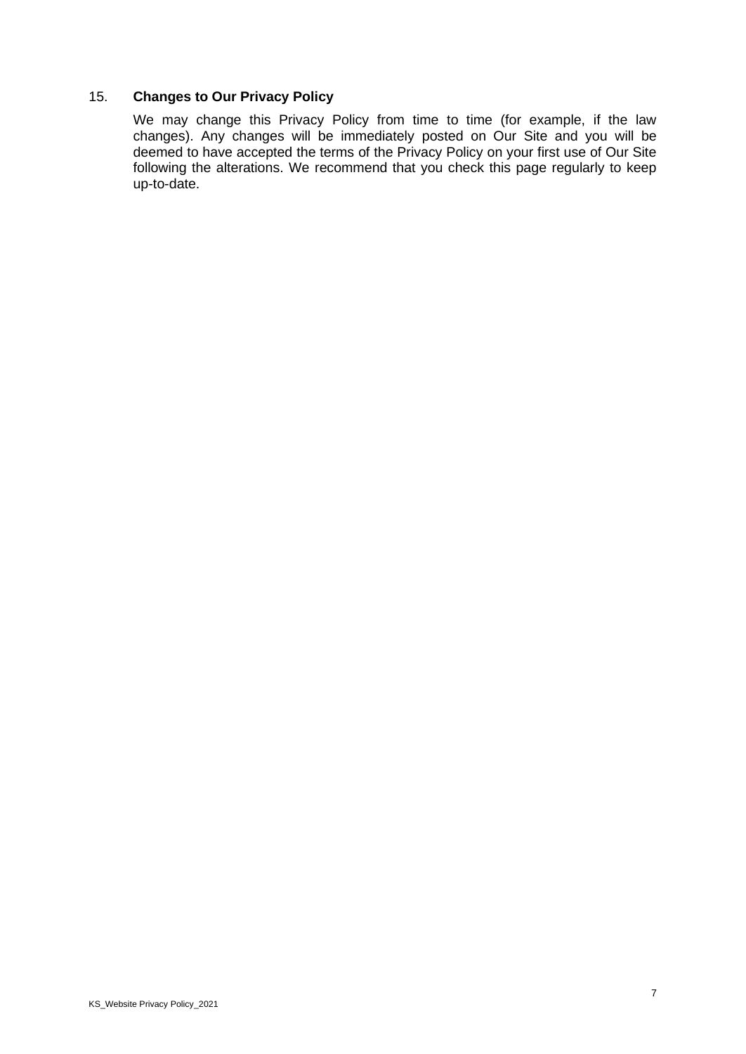## 15. **Changes to Our Privacy Policy**

We may change this Privacy Policy from time to time (for example, if the law changes). Any changes will be immediately posted on Our Site and you will be deemed to have accepted the terms of the Privacy Policy on your first use of Our Site following the alterations. We recommend that you check this page regularly to keep up-to-date.